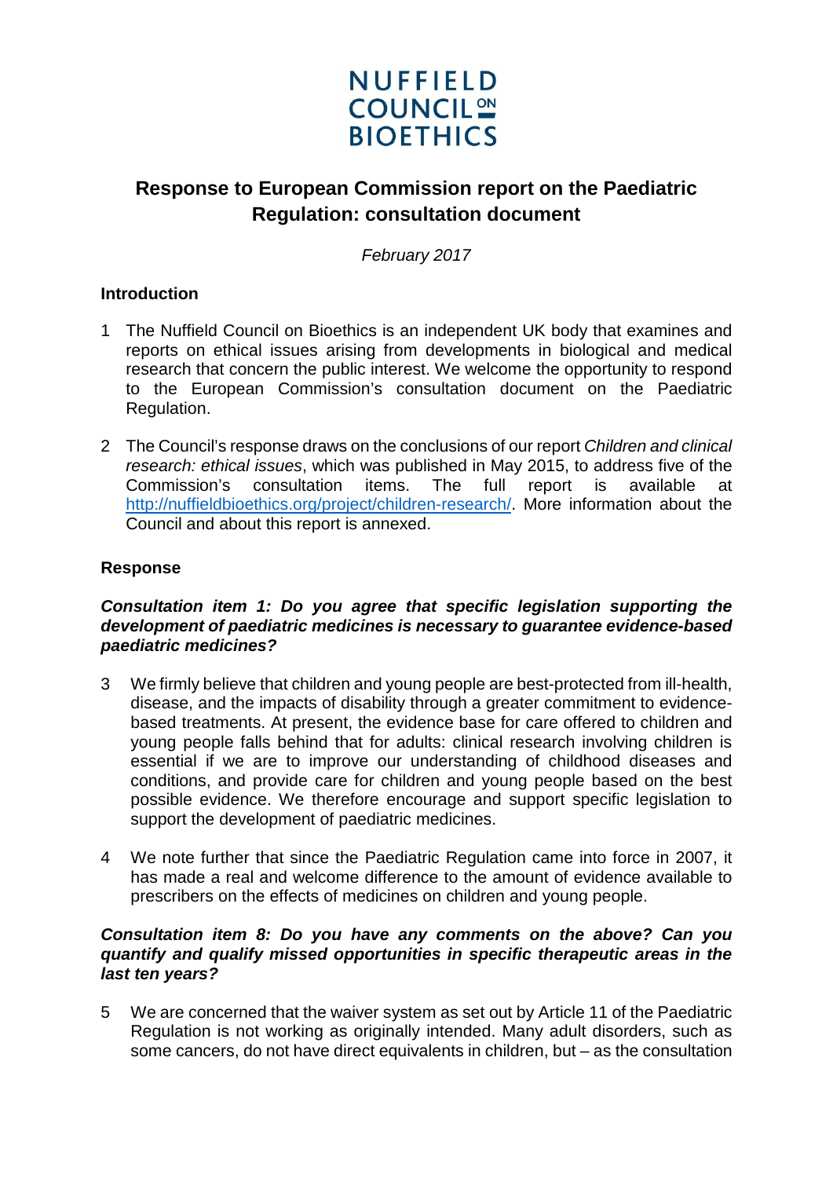**NUFFIELD COUNCIL ON BIOETHICS**

# Response to European Commission report on the Paediatric Regulation: consultation document

*February 2017*

## Introduction

1 The Nuffield Council on Bioethics is an independent UK body that examines and reports on ethical issues arising from developments in biological and medical research that concern the public interest. We welcome the opportunity to respond to the European Commission's consultation document on the Paediatric Regulation.

2 The Council's response draws on the conclusions of our report *Children and clinical research: ethical issues*, which was published in May 2015, to address five of the Commission's consultation items. The full report is available at http://nuffieldbioethics.org/project/children-research/. More information about the Council and about this report is annexed.

## Response

### *Consultation item 1: Do you agree that specific legislation supporting the development of paediatric medicines is necessary to guarantee evidence-based paediatric medicines?*

3 We firmly believe that children and young people are best-protected from ill-health, disease, and the impacts of disability through a greater commitment to evidence-based treatments. At present, the evidence base for care offered to children and young people falls behind that for adults: clinical research involving children is essential if we are to improve our understanding of childhood diseases and conditions, and provide care for children and young people based on the best possible evidence. We therefore encourage and support specific legislation to support the development of paediatric medicines.

4 We note further that since the Paediatric Regulation came into force in 2007, it has made a real and welcome difference to the amount of evidence available to prescribers on the effects of medicines on children and young people.

### *Consultation item 8: Do you have any comments on the above? Can you quantify and qualify missed opportunities in specific therapeutic areas in the last ten years?*

5 We are concerned that the waiver system as set out by Article 11 of the Paediatric Regulation is not working as originally intended. Many adult disorders, such as some cancers, do not have direct equivalents in children, but – as the consultation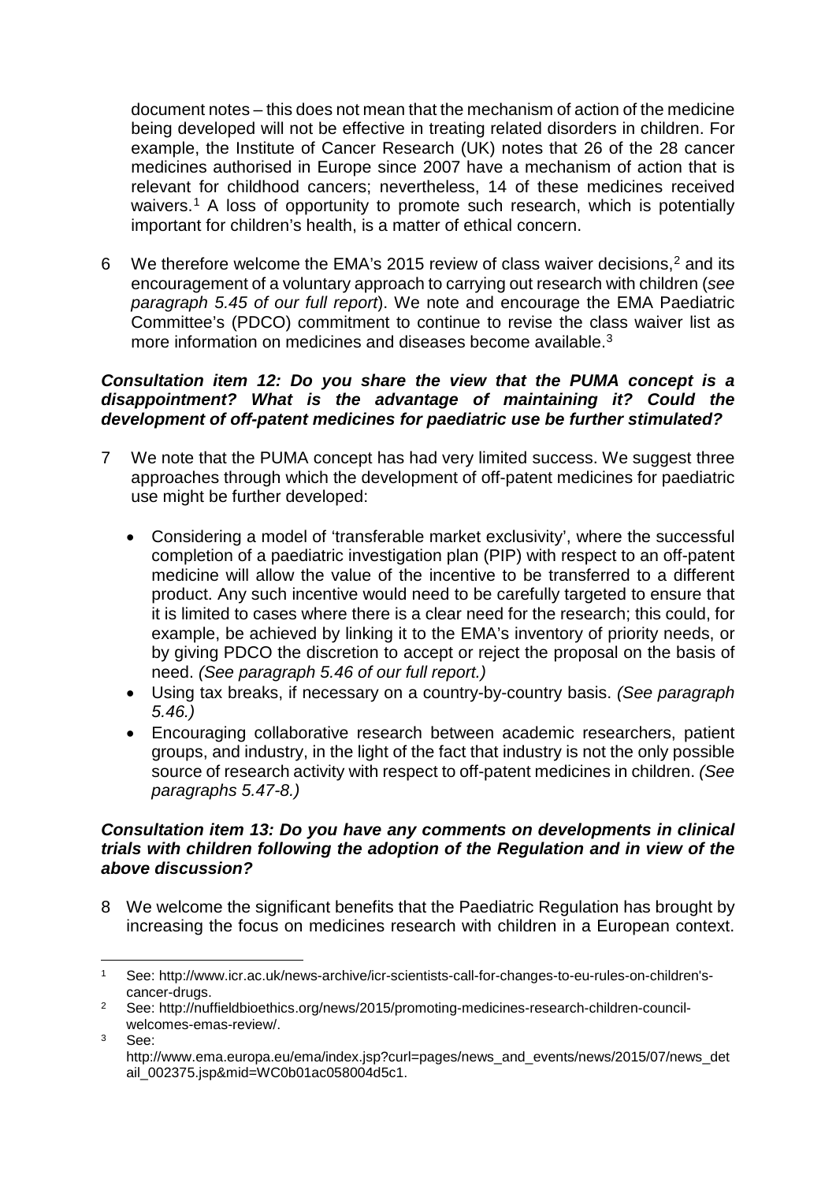document notes – this does not mean that the mechanism of action of the medicine being developed will not be effective in treating related disorders in children. For example, the Institute of Cancer Research (UK) notes that 26 of the 28 cancer medicines authorised in Europe since 2007 have a mechanism of action that is relevant for childhood cancers; nevertheless, 14 of these medicines received waivers.[1] A loss of opportunity to promote such research, which is potentially important for children's health, is a matter of ethical concern.

6 We therefore welcome the EMA's 2015 review of class waiver decisions,[2] and its encouragement of a voluntary approach to carrying out research with children (*see paragraph 5.45 of our full report*). We note and encourage the EMA Paediatric Committee's (PDCO) commitment to continue to revise the class waiver list as more information on medicines and diseases become available.[3]

***Consultation item 12: Do you share the view that the PUMA concept is a disappointment? What is the advantage of maintaining it? Could the development of off-patent medicines for paediatric use be further stimulated?***

7 We note that the PUMA concept has had very limited success. We suggest three approaches through which the development of off-patent medicines for paediatric use might be further developed:

- Considering a model of 'transferable market exclusivity', where the successful completion of a paediatric investigation plan (PIP) with respect to an off-patent medicine will allow the value of the incentive to be transferred to a different product. Any such incentive would need to be carefully targeted to ensure that it is limited to cases where there is a clear need for the research; this could, for example, be achieved by linking it to the EMA's inventory of priority needs, or by giving PDCO the discretion to accept or reject the proposal on the basis of need. *(See paragraph 5.46 of our full report.)*
- Using tax breaks, if necessary on a country-by-country basis. *(See paragraph 5.46.)*
- Encouraging collaborative research between academic researchers, patient groups, and industry, in the light of the fact that industry is not the only possible source of research activity with respect to off-patent medicines in children. *(See paragraphs 5.47-8.)*

***Consultation item 13: Do you have any comments on developments in clinical trials with children following the adoption of the Regulation and in view of the above discussion?***

8 We welcome the significant benefits that the Paediatric Regulation has brought by increasing the focus on medicines research with children in a European context.

---

[1] See: http://www.icr.ac.uk/news-archive/icr-scientists-call-for-changes-to-eu-rules-on-children's-cancer-drugs.

[2] See: http://nuffieldbioethics.org/news/2015/promoting-medicines-research-children-council-welcomes-emas-review/.

[3] See: http://www.ema.europa.eu/ema/index.jsp?curl=pages/news_and_events/news/2015/07/news_detail_002375.jsp&mid=WC0b01ac058004d5c1.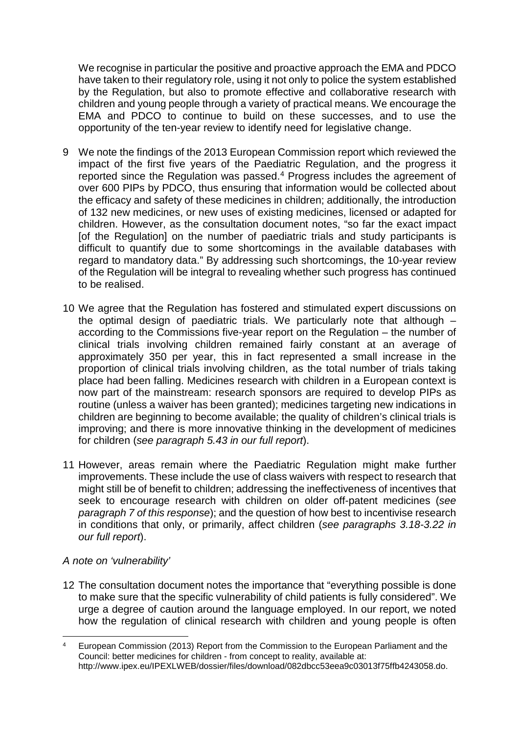We recognise in particular the positive and proactive approach the EMA and PDCO have taken to their regulatory role, using it not only to police the system established by the Regulation, but also to promote effective and collaborative research with children and young people through a variety of practical means. We encourage the EMA and PDCO to continue to build on these successes, and to use the opportunity of the ten-year review to identify need for legislative change.

9 We note the findings of the 2013 European Commission report which reviewed the impact of the first five years of the Paediatric Regulation, and the progress it reported since the Regulation was passed.[4] Progress includes the agreement of over 600 PIPs by PDCO, thus ensuring that information would be collected about the efficacy and safety of these medicines in children; additionally, the introduction of 132 new medicines, or new uses of existing medicines, licensed or adapted for children. However, as the consultation document notes, "so far the exact impact [of the Regulation] on the number of paediatric trials and study participants is difficult to quantify due to some shortcomings in the available databases with regard to mandatory data." By addressing such shortcomings, the 10-year review of the Regulation will be integral to revealing whether such progress has continued to be realised.

10 We agree that the Regulation has fostered and stimulated expert discussions on the optimal design of paediatric trials. We particularly note that although – according to the Commissions five-year report on the Regulation – the number of clinical trials involving children remained fairly constant at an average of approximately 350 per year, this in fact represented a small increase in the proportion of clinical trials involving children, as the total number of trials taking place had been falling. Medicines research with children in a European context is now part of the mainstream: research sponsors are required to develop PIPs as routine (unless a waiver has been granted); medicines targeting new indications in children are beginning to become available; the quality of children's clinical trials is improving; and there is more innovative thinking in the development of medicines for children (*see paragraph 5.43 in our full report*).

11 However, areas remain where the Paediatric Regulation might make further improvements. These include the use of class waivers with respect to research that might still be of benefit to children; addressing the ineffectiveness of incentives that seek to encourage research with children on older off-patent medicines (*see paragraph 7 of this response*); and the question of how best to incentivise research in conditions that only, or primarily, affect children (*see paragraphs 3.18-3.22 in our full report*).

*A note on 'vulnerability'*

12 The consultation document notes the importance that "everything possible is done to make sure that the specific vulnerability of child patients is fully considered". We urge a degree of caution around the language employed. In our report, we noted how the regulation of clinical research with children and young people is often

---

[4] European Commission (2013) Report from the Commission to the European Parliament and the Council: better medicines for children - from concept to reality, available at: http://www.ipex.eu/IPEXLWEB/dossier/files/download/082dbcc53eea9c03013f75ffb4243058.do.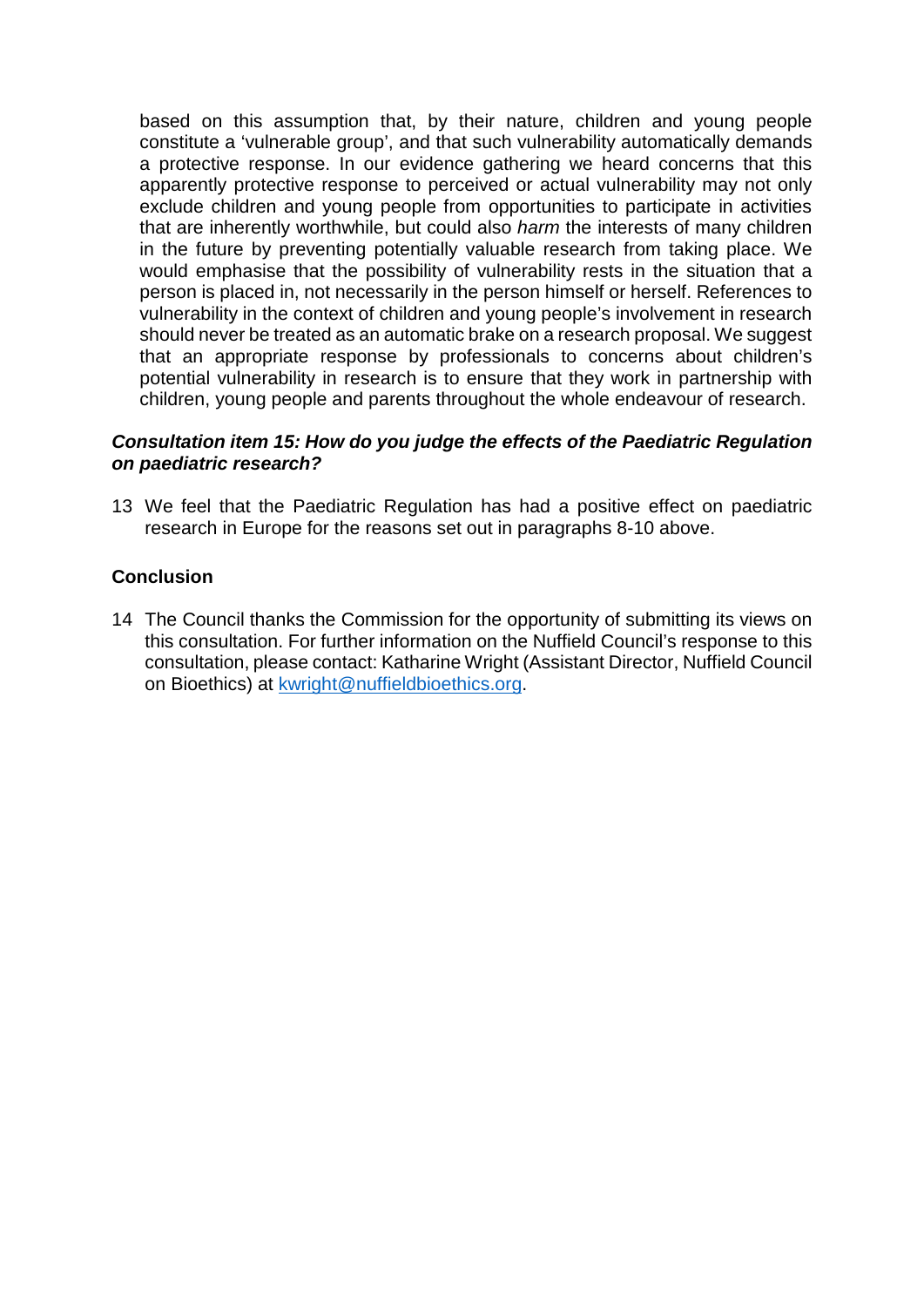based on this assumption that, by their nature, children and young people constitute a 'vulnerable group', and that such vulnerability automatically demands a protective response. In our evidence gathering we heard concerns that this apparently protective response to perceived or actual vulnerability may not only exclude children and young people from opportunities to participate in activities that are inherently worthwhile, but could also *harm* the interests of many children in the future by preventing potentially valuable research from taking place. We would emphasise that the possibility of vulnerability rests in the situation that a person is placed in, not necessarily in the person himself or herself. References to vulnerability in the context of children and young people's involvement in research should never be treated as an automatic brake on a research proposal. We suggest that an appropriate response by professionals to concerns about children's potential vulnerability in research is to ensure that they work in partnership with children, young people and parents throughout the whole endeavour of research.

***Consultation item 15: How do you judge the effects of the Paediatric Regulation on paediatric research?***

13 We feel that the Paediatric Regulation has had a positive effect on paediatric research in Europe for the reasons set out in paragraphs 8-10 above.

**Conclusion**

14 The Council thanks the Commission for the opportunity of submitting its views on this consultation. For further information on the Nuffield Council's response to this consultation, please contact: Katharine Wright (Assistant Director, Nuffield Council on Bioethics) at kwright@nuffieldbioethics.org.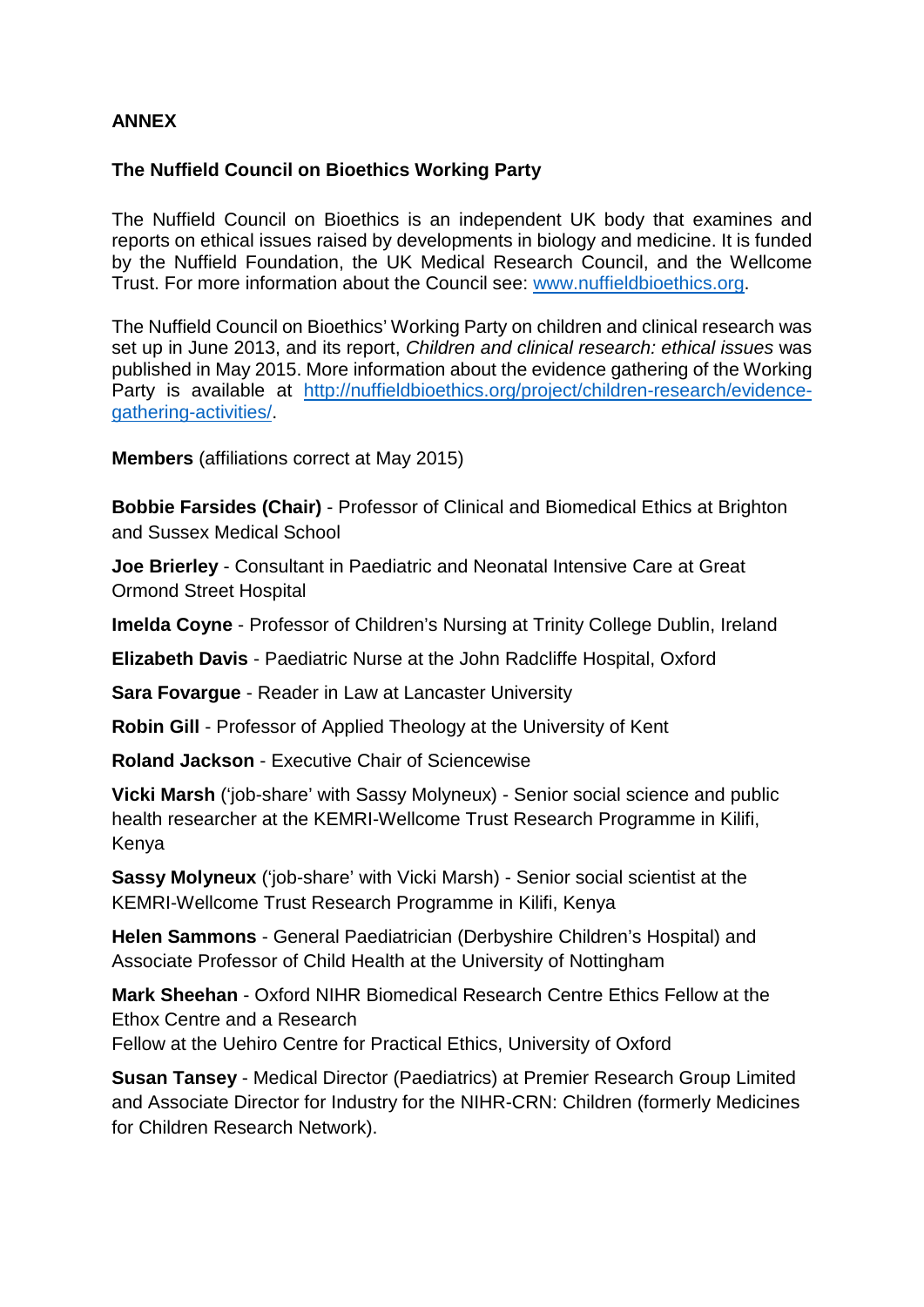**ANNEX**

**The Nuffield Council on Bioethics Working Party**

The Nuffield Council on Bioethics is an independent UK body that examines and reports on ethical issues raised by developments in biology and medicine. It is funded by the Nuffield Foundation, the UK Medical Research Council, and the Wellcome Trust. For more information about the Council see: [www.nuffieldbioethics.org](http://www.nuffieldbioethics.org).

The Nuffield Council on Bioethics' Working Party on children and clinical research was set up in June 2013, and its report, *Children and clinical research: ethical issues* was published in May 2015. More information about the evidence gathering of the Working Party is available at [http://nuffieldbioethics.org/project/children-research/evidence-gathering-activities/](http://nuffieldbioethics.org/project/children-research/evidence-gathering-activities/).

**Members** (affiliations correct at May 2015)

**Bobbie Farsides (Chair)** - Professor of Clinical and Biomedical Ethics at Brighton and Sussex Medical School

**Joe Brierley** - Consultant in Paediatric and Neonatal Intensive Care at Great Ormond Street Hospital

**Imelda Coyne** - Professor of Children's Nursing at Trinity College Dublin, Ireland

**Elizabeth Davis** - Paediatric Nurse at the John Radcliffe Hospital, Oxford

**Sara Fovargue** - Reader in Law at Lancaster University

**Robin Gill** - Professor of Applied Theology at the University of Kent

**Roland Jackson** - Executive Chair of Sciencewise

**Vicki Marsh** ('job-share' with Sassy Molyneux) - Senior social science and public health researcher at the KEMRI-Wellcome Trust Research Programme in Kilifi, Kenya

**Sassy Molyneux** ('job-share' with Vicki Marsh) - Senior social scientist at the KEMRI-Wellcome Trust Research Programme in Kilifi, Kenya

**Helen Sammons** - General Paediatrician (Derbyshire Children's Hospital) and Associate Professor of Child Health at the University of Nottingham

**Mark Sheehan** - Oxford NIHR Biomedical Research Centre Ethics Fellow at the Ethox Centre and a Research Fellow at the Uehiro Centre for Practical Ethics, University of Oxford

**Susan Tansey** - Medical Director (Paediatrics) at Premier Research Group Limited and Associate Director for Industry for the NIHR-CRN: Children (formerly Medicines for Children Research Network).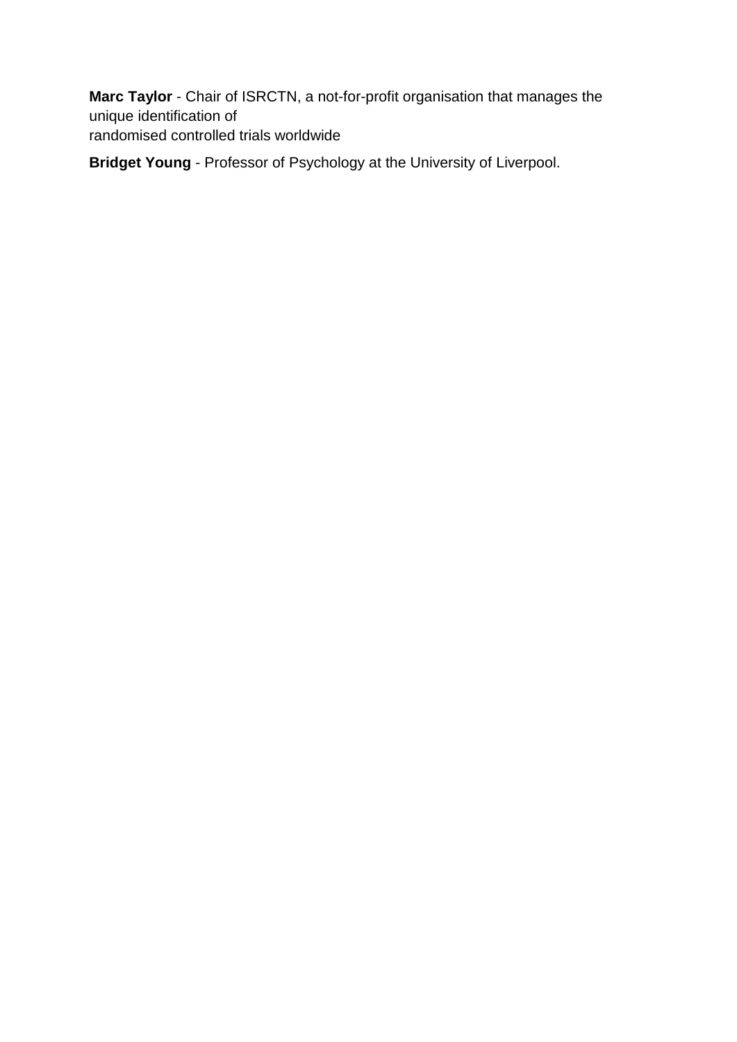**Marc Taylor** - Chair of ISRCTN, a not-for-profit organisation that manages the unique identification of randomised controlled trials worldwide

**Bridget Young** - Professor of Psychology at the University of Liverpool.